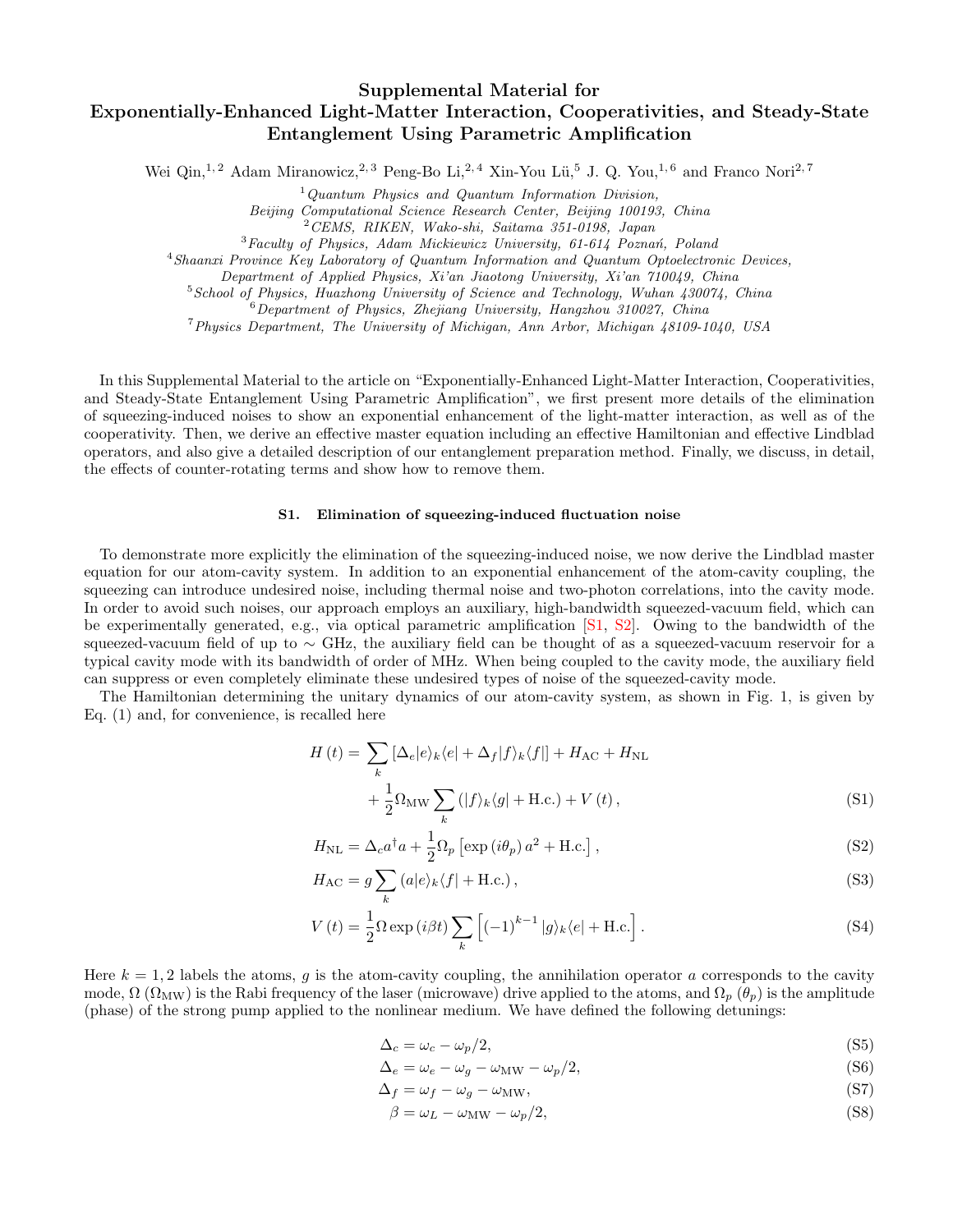# Supplemental Material for Exponentially-Enhanced Light-Matter Interaction, Cooperativities, and Steady-State Entanglement Using Parametric Amplification

Wei Qin,[1,2] Adam Miranowicz,[2,3] Peng-Bo Li,[2,4] Xin-You Lü,[5] J. Q. You,[1,6] and Franco Nori[2,7]

[1] *Quantum Physics and Quantum Information Division, Beijing Computational Science Research Center, Beijing 100193, China*
[2] *CEMS, RIKEN, Wako-shi, Saitama 351-0198, Japan*
[3] *Faculty of Physics, Adam Mickiewicz University, 61-614 Poznań, Poland*
[4] *Shaanxi Province Key Laboratory of Quantum Information and Quantum Optoelectronic Devices, Department of Applied Physics, Xi'an Jiaotong University, Xi'an 710049, China*
[5] *School of Physics, Huazhong University of Science and Technology, Wuhan 430074, China*
[6] *Department of Physics, Zhejiang University, Hangzhou 310027, China*
[7] *Physics Department, The University of Michigan, Ann Arbor, Michigan 48109-1040, USA*

In this Supplemental Material to the article on "Exponentially-Enhanced Light-Matter Interaction, Cooperativities, and Steady-State Entanglement Using Parametric Amplification", we first present more details of the elimination of squeezing-induced noises to show an exponential enhancement of the light-matter interaction, as well as of the cooperativity. Then, we derive an effective master equation including an effective Hamiltonian and effective Lindblad operators, and also give a detailed description of our entanglement preparation method. Finally, we discuss, in detail, the effects of counter-rotating terms and show how to remove them.

## S1. Elimination of squeezing-induced fluctuation noise

To demonstrate more explicitly the elimination of the squeezing-induced noise, we now derive the Lindblad master equation for our atom-cavity system. In addition to an exponential enhancement of the atom-cavity coupling, the squeezing can introduce undesired noise, including thermal noise and two-photon correlations, into the cavity mode. In order to avoid such noises, our approach employs an auxiliary, high-bandwidth squeezed-vacuum field, which can be experimentally generated, e.g., via optical parametric amplification [S1, S2]. Owing to the bandwidth of the squeezed-vacuum field of up to $\sim$ GHz, the auxiliary field can be thought of as a squeezed-vacuum reservoir for a typical cavity mode with its bandwidth of order of MHz. When being coupled to the cavity mode, the auxiliary field can suppress or even completely eliminate these undesired types of noise of the squeezed-cavity mode.

The Hamiltonian determining the unitary dynamics of our atom-cavity system, as shown in Fig. 1, is given by Eq. (1) and, for convenience, is recalled here

$$
\begin{aligned}
H(t) = &\sum_k \left[\Delta_e |e\rangle_k\langle e| + \Delta_f |f\rangle_k\langle f|\right] + H_{\rm AC} + H_{\rm NL} \\
&+ \frac{1}{2}\Omega_{\rm MW}\sum_k \left(|f\rangle_k\langle g| + {\rm H.c.}\right) + V(t),
\end{aligned} \tag{S1}
$$

$$
H_{\rm NL} = \Delta_c a^\dagger a + \frac{1}{2}\Omega_p\left[\exp(i\theta_p)\, a^2 + {\rm H.c.}\right], \tag{S2}
$$

$$
H_{\rm AC} = g\sum_k \left(a|e\rangle_k\langle f| + {\rm H.c.}\right), \tag{S3}
$$

$$
V(t) = \frac{1}{2}\Omega\exp(i\beta t)\sum_k \left[(-1)^{k-1}|g\rangle_k\langle e| + {\rm H.c.}\right]. \tag{S4}
$$

Here $k = 1, 2$ labels the atoms, $g$ is the atom-cavity coupling, the annihilation operator $a$ corresponds to the cavity mode, $\Omega$ ($\Omega_{\rm MW}$) is the Rabi frequency of the laser (microwave) drive applied to the atoms, and $\Omega_p$ ($\theta_p$) is the amplitude (phase) of the strong pump applied to the nonlinear medium. We have defined the following detunings:

$$
\Delta_c = \omega_c - \omega_p/2, \tag{S5}
$$

$$
\Delta_e = \omega_e - \omega_g - \omega_{\rm MW} - \omega_p/2, \tag{S6}
$$

$$
\Delta_f = \omega_f - \omega_g - \omega_{\rm MW}, \tag{S7}
$$

$$
\beta = \omega_L - \omega_{\rm MW} - \omega_p/2, \tag{S8}
$$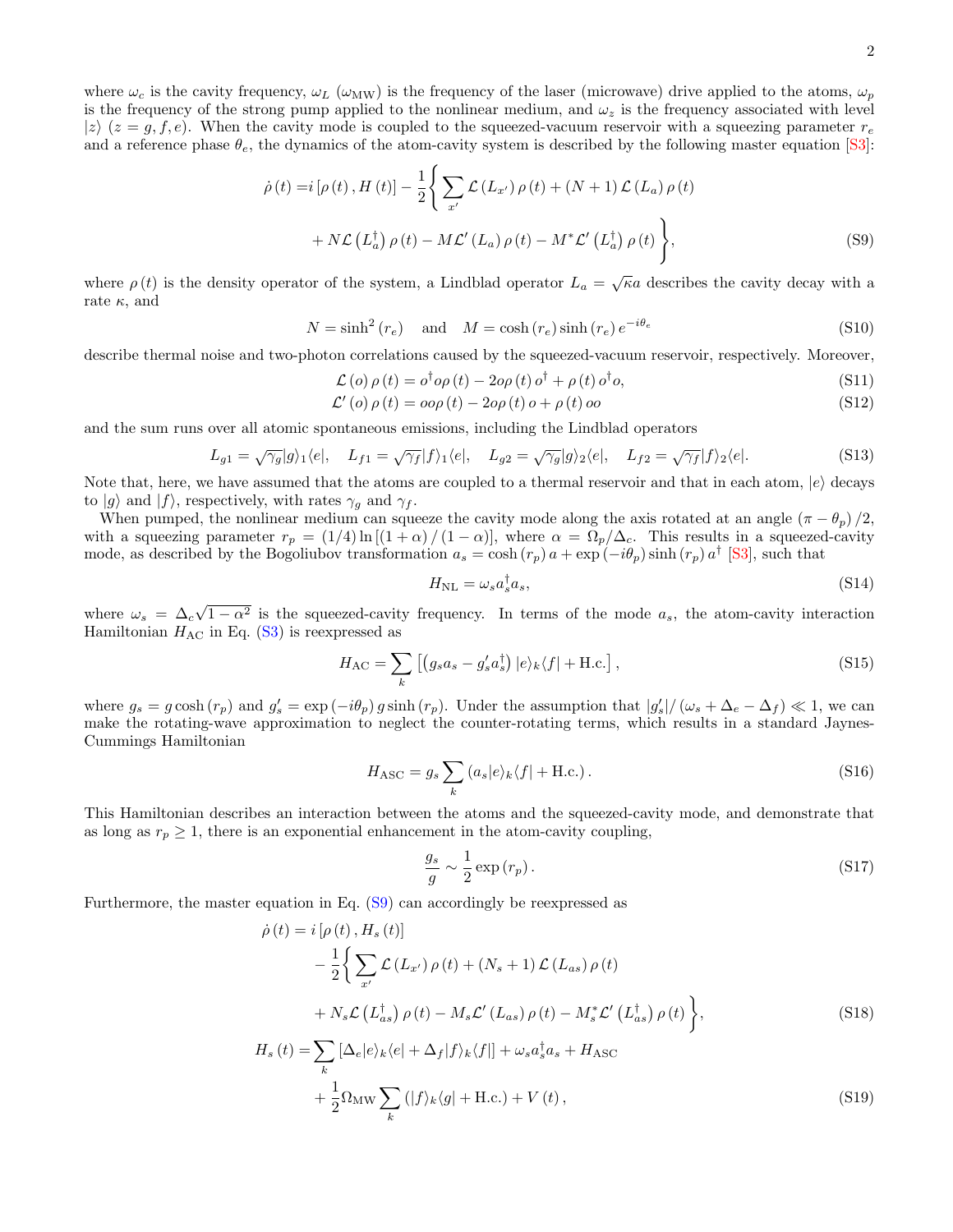where $\omega_c$ is the cavity frequency, $\omega_L$ ($\omega_{\rm MW}$) is the frequency of the laser (microwave) drive applied to the atoms, $\omega_p$ is the frequency of the strong pump applied to the nonlinear medium, and $\omega_z$ is the frequency associated with level $|z\rangle$ ($z = g, f, e$). When the cavity mode is coupled to the squeezed-vacuum reservoir with a squeezing parameter $r_e$ and a reference phase $\theta_e$, the dynamics of the atom-cavity system is described by the following master equation [S3]:

$$
\begin{aligned}
\dot{\rho}(t) =& i\left[\rho(t), H(t)\right] - \frac{1}{2}\Bigg\{\sum_{x'}\mathcal{L}\left(L_{x'}\right)\rho(t) + (N+1)\,\mathcal{L}\left(L_a\right)\rho(t) \\
&+ N\mathcal{L}\left(L_a^{\dagger}\right)\rho(t) - M\mathcal{L}'\left(L_a\right)\rho(t) - M^{*}\mathcal{L}'\left(L_a^{\dagger}\right)\rho(t)\Bigg\},
\end{aligned}
\tag{S9}
$$

where $\rho(t)$ is the density operator of the system, a Lindblad operator $L_a = \sqrt{\kappa}a$ describes the cavity decay with a rate $\kappa$, and

$$
N = \sinh^2(r_e) \quad \text{and} \quad M = \cosh(r_e)\sinh(r_e)\,e^{-i\theta_e}
\tag{S10}
$$

describe thermal noise and two-photon correlations caused by the squeezed-vacuum reservoir, respectively. Moreover,

$$
\mathcal{L}(o)\rho(t) = o^{\dagger}o\rho(t) - 2o\rho(t)o^{\dagger} + \rho(t)o^{\dagger}o,
\tag{S11}
$$

$$
\mathcal{L}'(o)\rho(t) = oo\rho(t) - 2o\rho(t)o + \rho(t)oo
\tag{S12}
$$

and the sum runs over all atomic spontaneous emissions, including the Lindblad operators

$$
L_{g1} = \sqrt{\gamma_g}|g\rangle_1\langle e|, \quad L_{f1} = \sqrt{\gamma_f}|f\rangle_1\langle e|, \quad L_{g2} = \sqrt{\gamma_g}|g\rangle_2\langle e|, \quad L_{f2} = \sqrt{\gamma_f}|f\rangle_2\langle e|.
\tag{S13}
$$

Note that, here, we have assumed that the atoms are coupled to a thermal reservoir and that in each atom, $|e\rangle$ decays to $|g\rangle$ and $|f\rangle$, respectively, with rates $\gamma_g$ and $\gamma_f$.

When pumped, the nonlinear medium can squeeze the cavity mode along the axis rotated at an angle $(\pi - \theta_p)/2$, with a squeezing parameter $r_p = (1/4)\ln\left[(1+\alpha)/(1-\alpha)\right]$, where $\alpha = \Omega_p/\Delta_c$. This results in a squeezed-cavity mode, as described by the Bogoliubov transformation $a_s = \cosh(r_p)\,a + \exp(-i\theta_p)\sinh(r_p)\,a^{\dagger}$ [S3], such that

$$
H_{\rm NL} = \omega_s a_s^{\dagger}a_s,
\tag{S14}
$$

where $\omega_s = \Delta_c\sqrt{1-\alpha^2}$ is the squeezed-cavity frequency. In terms of the mode $a_s$, the atom-cavity interaction Hamiltonian $H_{\rm AC}$ in Eq. (S3) is reexpressed as

$$
H_{\rm AC} = \sum_k \left[\left(g_s a_s - g_s' a_s^{\dagger}\right)|e\rangle_k\langle f| + \text{H.c.}\right],
\tag{S15}
$$

where $g_s = g\cosh(r_p)$ and $g_s' = \exp(-i\theta_p)\,g\sinh(r_p)$. Under the assumption that $|g_s'|/(\omega_s + \Delta_e - \Delta_f) \ll 1$, we can make the rotating-wave approximation to neglect the counter-rotating terms, which results in a standard Jaynes-Cummings Hamiltonian

$$
H_{\rm ASC} = g_s\sum_k \left(a_s|e\rangle_k\langle f| + \text{H.c.}\right).
\tag{S16}
$$

This Hamiltonian describes an interaction between the atoms and the squeezed-cavity mode, and demonstrate that as long as $r_p \geq 1$, there is an exponential enhancement in the atom-cavity coupling,

$$
\frac{g_s}{g} \sim \frac{1}{2}\exp(r_p).
\tag{S17}
$$

Furthermore, the master equation in Eq. (S9) can accordingly be reexpressed as

$$
\begin{aligned}
\dot{\rho}(t) =& i\left[\rho(t), H_s(t)\right] \\
&- \frac{1}{2}\Bigg\{\sum_{x'}\mathcal{L}\left(L_{x'}\right)\rho(t) + (N_s+1)\,\mathcal{L}\left(L_{as}\right)\rho(t) \\
&+ N_s\mathcal{L}\left(L_{as}^{\dagger}\right)\rho(t) - M_s\mathcal{L}'\left(L_{as}\right)\rho(t) - M_s^{*}\mathcal{L}'\left(L_{as}^{\dagger}\right)\rho(t)\Bigg\},
\end{aligned}
\tag{S18}
$$

$$
\begin{aligned}
H_s(t) =& \sum_k \left[\Delta_e|e\rangle_k\langle e| + \Delta_f|f\rangle_k\langle f|\right] + \omega_s a_s^{\dagger}a_s + H_{\rm ASC} \\
&+ \frac{1}{2}\Omega_{\rm MW}\sum_k\left(|f\rangle_k\langle g| + \text{H.c.}\right) + V(t),
\end{aligned}
\tag{S19}
$$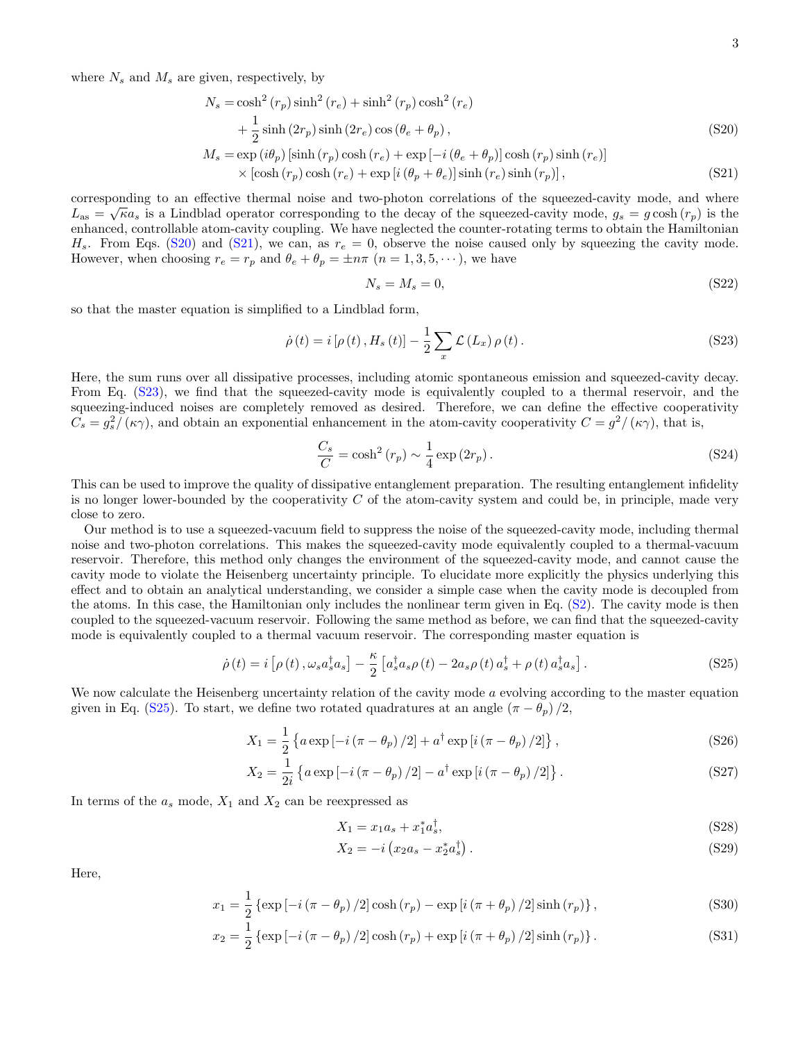where $N_s$ and $M_s$ are given, respectively, by

$$
\begin{aligned}
N_s =& \cosh^2(r_p)\sinh^2(r_e) + \sinh^2(r_p)\cosh^2(r_e) \\
&+ \frac{1}{2}\sinh(2r_p)\sinh(2r_e)\cos(\theta_e + \theta_p),
\end{aligned}
\tag{S20}
$$

$$
\begin{aligned}
M_s =& \exp(i\theta_p)\left[\sinh(r_p)\cosh(r_e) + \exp\left[-i(\theta_e+\theta_p)\right]\cosh(r_p)\sinh(r_e)\right] \\
&\times \left[\cosh(r_p)\cosh(r_e) + \exp\left[i(\theta_p+\theta_e)\right]\sinh(r_e)\sinh(r_p)\right],
\end{aligned}
\tag{S21}
$$

corresponding to an effective thermal noise and two-photon correlations of the squeezed-cavity mode, and where $L_{\rm as} = \sqrt{\kappa}a_s$ is a Lindblad operator corresponding to the decay of the squeezed-cavity mode, $g_s = g\cosh(r_p)$ is the enhanced, controllable atom-cavity coupling. We have neglected the counter-rotating terms to obtain the Hamiltonian $H_s$. From Eqs. (S20) and (S21), we can, as $r_e = 0$, observe the noise caused only by squeezing the cavity mode. However, when choosing $r_e = r_p$ and $\theta_e + \theta_p = \pm n\pi$ $(n = 1, 3, 5, \cdots)$, we have

$$
N_s = M_s = 0,
\tag{S22}
$$

so that the master equation is simplified to a Lindblad form,

$$
\dot{\rho}(t) = i\left[\rho(t), H_s(t)\right] - \frac{1}{2}\sum_x \mathcal{L}(L_x)\rho(t).
\tag{S23}
$$

Here, the sum runs over all dissipative processes, including atomic spontaneous emission and squeezed-cavity decay. From Eq. (S23), we find that the squeezed-cavity mode is equivalently coupled to a thermal reservoir, and the squeezing-induced noises are completely removed as desired. Therefore, we can define the effective cooperativity $C_s = g_s^2/(\kappa\gamma)$, and obtain an exponential enhancement in the atom-cavity cooperativity $C = g^2/(\kappa\gamma)$, that is,

$$
\frac{C_s}{C} = \cosh^2(r_p) \sim \frac{1}{4}\exp(2r_p).
\tag{S24}
$$

This can be used to improve the quality of dissipative entanglement preparation. The resulting entanglement infidelity is no longer lower-bounded by the cooperativity $C$ of the atom-cavity system and could be, in principle, made very close to zero.

Our method is to use a squeezed-vacuum field to suppress the noise of the squeezed-cavity mode, including thermal noise and two-photon correlations. This makes the squeezed-cavity mode equivalently coupled to a thermal-vacuum reservoir. Therefore, this method only changes the environment of the squeezed-cavity mode, and cannot cause the cavity mode to violate the Heisenberg uncertainty principle. To elucidate more explicitly the physics underlying this effect and to obtain an analytical understanding, we consider a simple case when the cavity mode is decoupled from the atoms. In this case, the Hamiltonian only includes the nonlinear term given in Eq. (S2). The cavity mode is then coupled to the squeezed-vacuum reservoir. Following the same method as before, we can find that the squeezed-cavity mode is equivalently coupled to a thermal vacuum reservoir. The corresponding master equation is

$$
\dot{\rho}(t) = i\left[\rho(t), \omega_s a_s^\dagger a_s\right] - \frac{\kappa}{2}\left[a_s^\dagger a_s \rho(t) - 2a_s\rho(t)a_s^\dagger + \rho(t)a_s^\dagger a_s\right].
\tag{S25}
$$

We now calculate the Heisenberg uncertainty relation of the cavity mode $a$ evolving according to the master equation given in Eq. (S25). To start, we define two rotated quadratures at an angle $(\pi - \theta_p)/2$,

$$
X_1 = \frac{1}{2}\left\{a\exp\left[-i(\pi-\theta_p)/2\right] + a^\dagger\exp\left[i(\pi-\theta_p)/2\right]\right\},
\tag{S26}
$$

$$
X_2 = \frac{1}{2i}\left\{a\exp\left[-i(\pi-\theta_p)/2\right] - a^\dagger\exp\left[i(\pi-\theta_p)/2\right]\right\}.
\tag{S27}
$$

In terms of the $a_s$ mode, $X_1$ and $X_2$ can be reexpressed as

$$
X_1 = x_1 a_s + x_1^* a_s^\dagger,
\tag{S28}
$$

$$
X_2 = -i\left(x_2 a_s - x_2^* a_s^\dagger\right).
\tag{S29}
$$

Here,

$$
x_1 = \frac{1}{2}\left\{\exp\left[-i(\pi-\theta_p)/2\right]\cosh(r_p) - \exp\left[i(\pi+\theta_p)/2\right]\sinh(r_p)\right\},
\tag{S30}
$$

$$
x_2 = \frac{1}{2}\left\{\exp\left[-i(\pi-\theta_p)/2\right]\cosh(r_p) + \exp\left[i(\pi+\theta_p)/2\right]\sinh(r_p)\right\}.
\tag{S31}
$$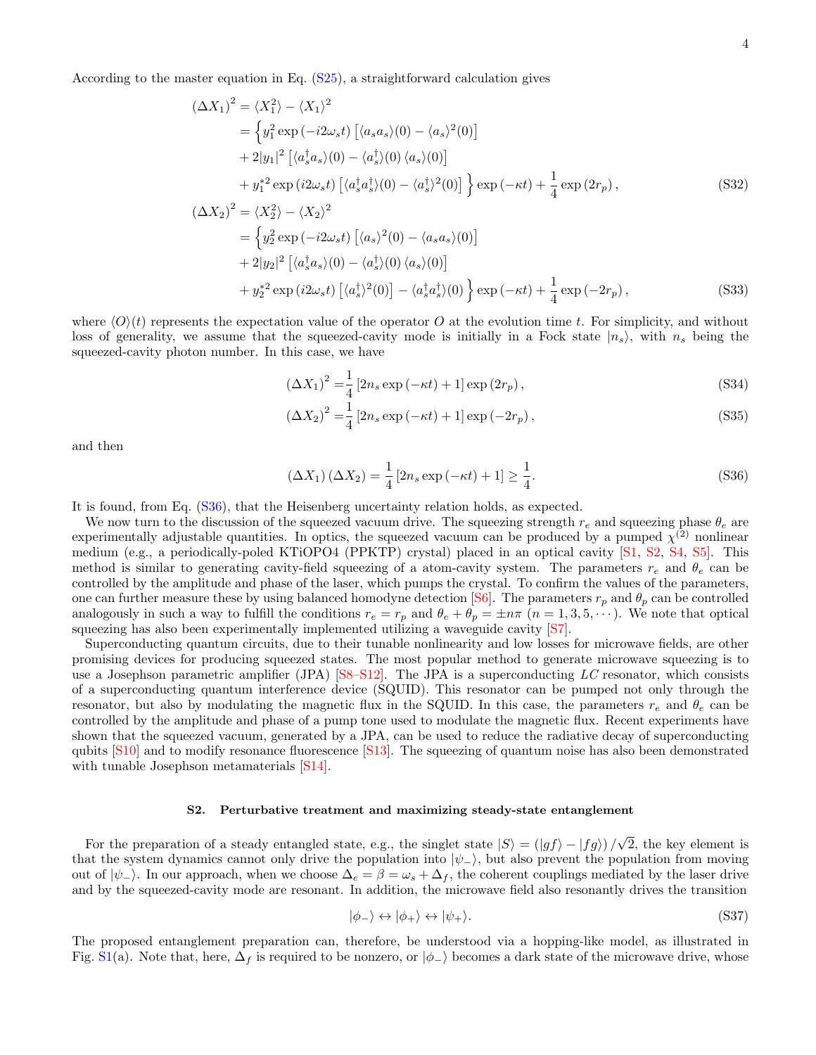According to the master equation in Eq. (S25), a straightforward calculation gives

$$
\begin{aligned}
\left(\Delta X_1\right)^2 &= \langle X_1^2 \rangle - \langle X_1 \rangle^2 \\
&= \Big\{ y_1^2 \exp\left(-i2\omega_s t\right) \left[ \langle a_s a_s \rangle(0) - \langle a_s \rangle^2(0) \right] \\
&+ 2|y_1|^2 \left[ \langle a_s^\dagger a_s \rangle(0) - \langle a_s^\dagger \rangle(0) \langle a_s \rangle(0) \right] \\
&+ y_1^{*2} \exp\left(i2\omega_s t\right) \left[ \langle a_s^\dagger a_s^\dagger \rangle(0) - \langle a_s^\dagger \rangle^2(0) \right] \Big\} \exp\left(-\kappa t\right) + \frac{1}{4} \exp\left(2 r_p\right),
\end{aligned} \tag{S32}
$$

$$
\begin{aligned}
\left(\Delta X_2\right)^2 &= \langle X_2^2 \rangle - \langle X_2 \rangle^2 \\
&= \Big\{ y_2^2 \exp\left(-i2\omega_s t\right) \left[ \langle a_s \rangle^2(0) - \langle a_s a_s \rangle(0) \right] \\
&+ 2|y_2|^2 \left[ \langle a_s^\dagger a_s \rangle(0) - \langle a_s^\dagger \rangle(0) \langle a_s \rangle(0) \right] \\
&+ y_2^{*2} \exp\left(i2\omega_s t\right) \left[ \langle a_s^\dagger \rangle^2(0) \right] - \langle a_s^\dagger a_s^\dagger \rangle(0) \Big\} \exp\left(-\kappa t\right) + \frac{1}{4} \exp\left(-2 r_p\right),
\end{aligned} \tag{S33}
$$

where $\langle O \rangle(t)$ represents the expectation value of the operator $O$ at the evolution time $t$. For simplicity, and without loss of generality, we assume that the squeezed-cavity mode is initially in a Fock state $|n_s\rangle$, with $n_s$ being the squeezed-cavity photon number. In this case, we have

$$
\left(\Delta X_1\right)^2 = \frac{1}{4} \left[ 2 n_s \exp\left(-\kappa t\right) + 1 \right] \exp\left(2 r_p\right), \tag{S34}
$$

$$
\left(\Delta X_2\right)^2 = \frac{1}{4} \left[ 2 n_s \exp\left(-\kappa t\right) + 1 \right] \exp\left(-2 r_p\right), \tag{S35}
$$

and then

$$
\left(\Delta X_1\right) \left(\Delta X_2\right) = \frac{1}{4} \left[ 2 n_s \exp\left(-\kappa t\right) + 1 \right] \geq \frac{1}{4}. \tag{S36}
$$

It is found, from Eq. (S36), that the Heisenberg uncertainty relation holds, as expected.

We now turn to the discussion of the squeezed vacuum drive. The squeezing strength $r_e$ and squeezing phase $\theta_e$ are experimentally adjustable quantities. In optics, the squeezed vacuum can be produced by a pumped $\chi^{(2)}$ nonlinear medium (e.g., a periodically-poled KTiOPO4 (PPKTP) crystal) placed in an optical cavity [S1, S2, S4, S5]. This method is similar to generating cavity-field squeezing of a atom-cavity system. The parameters $r_e$ and $\theta_e$ can be controlled by the amplitude and phase of the laser, which pumps the crystal. To confirm the values of the parameters, one can further measure these by using balanced homodyne detection [S6]. The parameters $r_p$ and $\theta_p$ can be controlled analogously in such a way to fulfill the conditions $r_e = r_p$ and $\theta_e + \theta_p = \pm n\pi$ $(n = 1, 3, 5, \cdots)$. We note that optical squeezing has also been experimentally implemented utilizing a waveguide cavity [S7].

Superconducting quantum circuits, due to their tunable nonlinearity and low losses for microwave fields, are other promising devices for producing squeezed states. The most popular method to generate microwave squeezing is to use a Josephson parametric amplifier (JPA) [S8–S12]. The JPA is a superconducting $LC$ resonator, which consists of a superconducting quantum interference device (SQUID). This resonator can be pumped not only through the resonator, but also by modulating the magnetic flux in the SQUID. In this case, the parameters $r_e$ and $\theta_e$ can be controlled by the amplitude and phase of a pump tone used to modulate the magnetic flux. Recent experiments have shown that the squeezed vacuum, generated by a JPA, can be used to reduce the radiative decay of superconducting qubits [S10] and to modify resonance fluorescence [S13]. The squeezing of quantum noise has also been demonstrated with tunable Josephson metamaterials [S14].

## S2. Perturbative treatment and maximizing steady-state entanglement

For the preparation of a steady entangled state, e.g., the singlet state $|S\rangle = \left(|gf\rangle - |fg\rangle\right)/\sqrt{2}$, the key element is that the system dynamics cannot only drive the population into $|\psi_-\rangle$, but also prevent the population from moving out of $|\psi_-\rangle$. In our approach, when we choose $\Delta_e = \beta = \omega_s + \Delta_f$, the coherent couplings mediated by the laser drive and by the squeezed-cavity mode are resonant. In addition, the microwave field also resonantly drives the transition

$$
|\phi_-\rangle \leftrightarrow |\phi_+\rangle \leftrightarrow |\psi_+\rangle. \tag{S37}
$$

The proposed entanglement preparation can, therefore, be understood via a hopping-like model, as illustrated in Fig. S1(a). Note that, here, $\Delta_f$ is required to be nonzero, or $|\phi_-\rangle$ becomes a dark state of the microwave drive, whose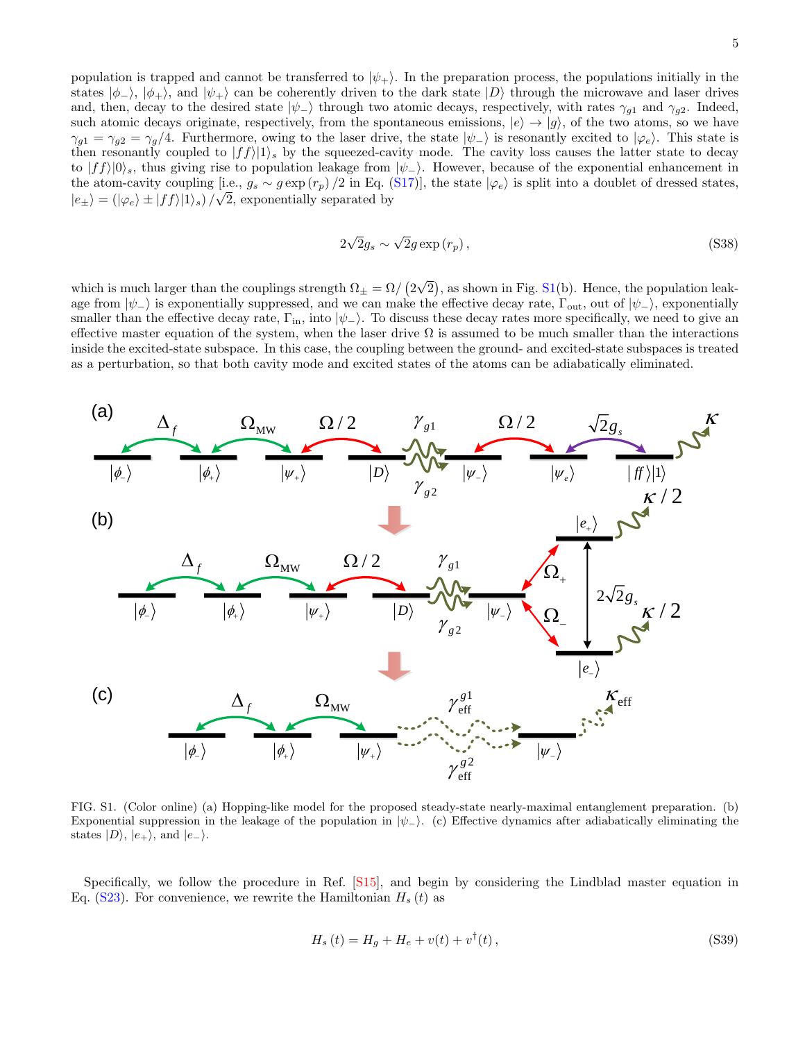population is trapped and cannot be transferred to $|\psi_+\rangle$. In the preparation process, the populations initially in the states $|\phi_-\rangle$, $|\phi_+\rangle$, and $|\psi_+\rangle$ can be coherently driven to the dark state $|D\rangle$ through the microwave and laser drives and, then, decay to the desired state $|\psi_-\rangle$ through two atomic decays, respectively, with rates $\gamma_{g1}$ and $\gamma_{g2}$. Indeed, such atomic decays originate, respectively, from the spontaneous emissions, $|e\rangle \to |g\rangle$, of the two atoms, so we have $\gamma_{g1} = \gamma_{g2} = \gamma_g/4$. Furthermore, owing to the laser drive, the state $|\psi_-\rangle$ is resonantly excited to $|\varphi_e\rangle$. This state is then resonantly coupled to $|ff\rangle|1\rangle_s$ by the squeezed-cavity mode. The cavity loss causes the latter state to decay to $|ff\rangle|0\rangle_s$, thus giving rise to population leakage from $|\psi_-\rangle$. However, because of the exponential enhancement in the atom-cavity coupling [i.e., $g_s \sim g\exp(r_p)/2$ in Eq. (S17)], the state $|\varphi_e\rangle$ is split into a doublet of dressed states, $|e_\pm\rangle = (|\varphi_e\rangle \pm |ff\rangle|1\rangle_s)/\sqrt{2}$, exponentially separated by

$$2\sqrt{2}g_s \sim \sqrt{2}g\exp(r_p), \tag{S38}$$

which is much larger than the couplings strength $\Omega_\pm = \Omega/\left(2\sqrt{2}\right)$, as shown in Fig. S1(b). Hence, the population leakage from $|\psi_-\rangle$ is exponentially suppressed, and we can make the effective decay rate, $\Gamma_{\rm out}$, out of $|\psi_-\rangle$, exponentially smaller than the effective decay rate, $\Gamma_{\rm in}$, into $|\psi_-\rangle$. To discuss these decay rates more specifically, we need to give an effective master equation of the system, when the laser drive $\Omega$ is assumed to be much smaller than the interactions inside the excited-state subspace. In this case, the coupling between the ground- and excited-state subspaces is treated as a perturbation, so that both cavity mode and excited states of the atoms can be adiabatically eliminated.

FIG. S1. (Color online) (a) Hopping-like model for the proposed steady-state nearly-maximal entanglement preparation. (b) Exponential suppression in the leakage of the population in $|\psi_-\rangle$. (c) Effective dynamics after adiabatically eliminating the states $|D\rangle$, $|e_+\rangle$, and $|e_-\rangle$.

Specifically, we follow the procedure in Ref. [S15], and begin by considering the Lindblad master equation in Eq. (S23). For convenience, we rewrite the Hamiltonian $H_s(t)$ as

$$H_s(t) = H_g + H_e + v(t) + v^\dagger(t), \tag{S39}$$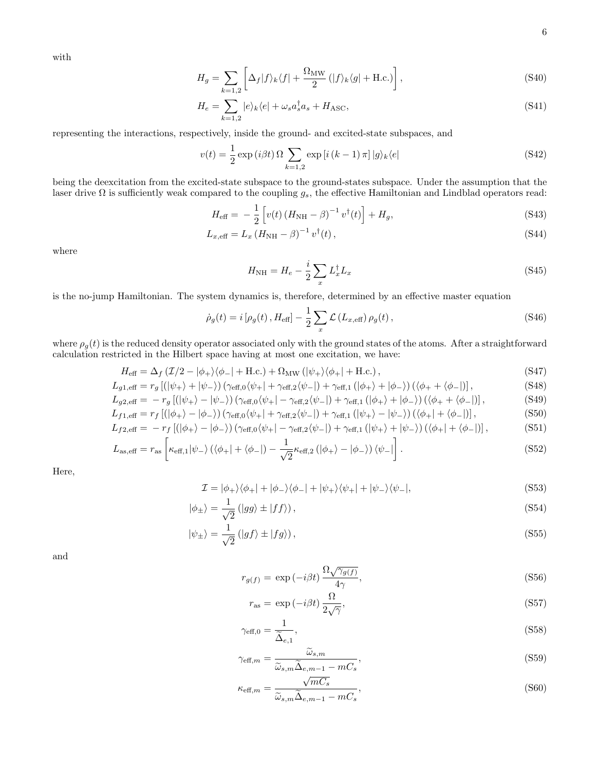with

$$H_g = \sum_{k=1,2} \left[ \Delta_f |f\rangle_k\langle f| + \frac{\Omega_{\rm MW}}{2} \left( |f\rangle_k\langle g| + {\rm H.c.} \right) \right], \tag{S40}$$

$$H_e = \sum_{k=1,2} |e\rangle_k\langle e| + \omega_s a_s^\dagger a_s + H_{\rm ASC}, \tag{S41}$$

representing the interactions, respectively, inside the ground- and excited-state subspaces, and

$$v(t) = \frac{1}{2} \exp\left(i\beta t\right) \Omega \sum_{k=1,2} \exp\left[i\left(k-1\right)\pi\right] |g\rangle_k\langle e| \tag{S42}$$

being the deexcitation from the excited-state subspace to the ground-states subspace. Under the assumption that the laser drive $\Omega$ is sufficiently weak compared to the coupling $g_s$, the effective Hamiltonian and Lindblad operators read:

$$H_{\rm eff} = -\frac{1}{2}\left[ v(t) \left(H_{\rm NH} - \beta\right)^{-1} v^\dagger(t) \right] + H_g, \tag{S43}$$

$$L_{x,{\rm eff}} = L_x \left(H_{\rm NH} - \beta\right)^{-1} v^\dagger(t), \tag{S44}$$

where

$$H_{\rm NH} = H_e - \frac{i}{2} \sum_x L_x^\dagger L_x \tag{S45}$$

is the no-jump Hamiltonian. The system dynamics is, therefore, determined by an effective master equation

$$\dot{\rho}_g(t) = i\left[\rho_g(t), H_{\rm eff}\right] - \frac{1}{2}\sum_x \mathcal{L}\left(L_{x,{\rm eff}}\right)\rho_g(t), \tag{S46}$$

where $\rho_g(t)$ is the reduced density operator associated only with the ground states of the atoms. After a straightforward calculation restricted in the Hilbert space having at most one excitation, we have:

$$H_{\rm eff} = \Delta_f \left(\mathcal{I}/2 - |\phi_+\rangle\langle\phi_-| + {\rm H.c.}\right) + \Omega_{\rm MW}\left(|\psi_+\rangle\langle\phi_+| + {\rm H.c.}\right), \tag{S47}$$

$$L_{g1,{\rm eff}} = r_g \left[\left(|\psi_+\rangle + |\psi_-\rangle\right)\left(\gamma_{{\rm eff},0}\langle\psi_+| + \gamma_{{\rm eff},2}\langle\psi_-|\right) + \gamma_{{\rm eff},1}\left(|\phi_+\rangle + |\phi_-\rangle\right)\left(\langle\phi_+ + \langle\phi_-|\right)\right], \tag{S48}$$

$$L_{g2,{\rm eff}} = -r_g \left[\left(|\psi_+\rangle - |\psi_-\rangle\right)\left(\gamma_{{\rm eff},0}\langle\psi_+| - \gamma_{{\rm eff},2}\langle\psi_-|\right) + \gamma_{{\rm eff},1}\left(|\phi_+\rangle + |\phi_-\rangle\right)\left(\langle\phi_+ + \langle\phi_-|\right)\right], \tag{S49}$$

$$L_{f1,{\rm eff}} = r_f \left[\left(|\phi_+\rangle - |\phi_-\rangle\right)\left(\gamma_{{\rm eff},0}\langle\psi_+| + \gamma_{{\rm eff},2}\langle\psi_-|\right) + \gamma_{{\rm eff},1}\left(|\psi_+\rangle - |\psi_-\rangle\right)\left(\langle\phi_+| + \langle\phi_-|\right)\right], \tag{S50}$$

$$L_{f2,{\rm eff}} = -r_f \left[\left(|\phi_+\rangle - |\phi_-\rangle\right)\left(\gamma_{{\rm eff},0}\langle\psi_+| - \gamma_{{\rm eff},2}\langle\psi_-|\right) + \gamma_{{\rm eff},1}\left(|\psi_+\rangle + |\psi_-\rangle\right)\left(\langle\phi_+| + \langle\phi_-|\right)\right], \tag{S51}$$

$$L_{{\rm as},{\rm eff}} = r_{\rm as}\left[\kappa_{{\rm eff},1}|\psi_-\rangle\left(\langle\phi_+| + \langle\phi_-|\right) - \frac{1}{\sqrt{2}}\kappa_{{\rm eff},2}\left(|\phi_+\rangle - |\phi_-\rangle\right)\langle\psi_-|\right]. \tag{S52}$$

Here,

$$\mathcal{I} = |\phi_+\rangle\langle\phi_+| + |\phi_-\rangle\langle\phi_-| + |\psi_+\rangle\langle\psi_+| + |\psi_-\rangle\langle\psi_-|, \tag{S53}$$

$$|\phi_\pm\rangle = \frac{1}{\sqrt{2}}\left(|gg\rangle \pm |ff\rangle\right), \tag{S54}$$

$$|\psi_\pm\rangle = \frac{1}{\sqrt{2}}\left(|gf\rangle \pm |fg\rangle\right), \tag{S55}$$

and

$$r_{g(f)} = \exp\left(-i\beta t\right)\frac{\Omega\sqrt{\gamma_{g(f)}}}{4\gamma}, \tag{S56}$$

$$r_{\rm as} = \exp\left(-i\beta t\right)\frac{\Omega}{2\sqrt{\gamma}}, \tag{S57}$$

$$\gamma_{{\rm eff},0} = \frac{1}{\widetilde{\Delta}_{e,1}}, \tag{S58}$$

$$\gamma_{{\rm eff},m} = \frac{\widetilde{\omega}_{s,m}}{\widetilde{\omega}_{s,m}\widetilde{\Delta}_{e,m-1} - mC_s}, \tag{S59}$$

$$\kappa_{{\rm eff},m} = \frac{\sqrt{mC_s}}{\widetilde{\omega}_{s,m}\widetilde{\Delta}_{e,m-1} - mC_s}, \tag{S60}$$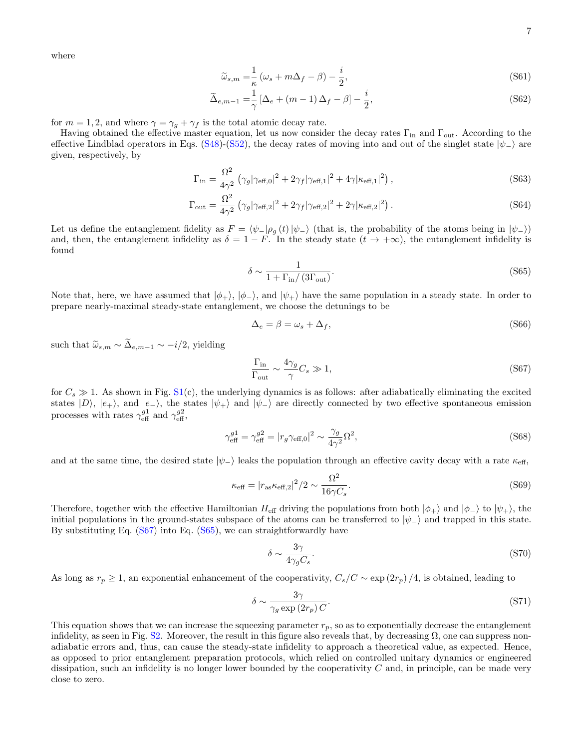where

$$\widetilde{\omega}_{s,m} = \frac{1}{\kappa}\left(\omega_s + m\Delta_f - \beta\right) - \frac{i}{2}, \tag{S61}$$

$$\widetilde{\Delta}_{e,m-1} = \frac{1}{\gamma}\left[\Delta_e + \left(m-1\right)\Delta_f - \beta\right] - \frac{i}{2}, \tag{S62}$$

for $m = 1, 2$, and where $\gamma = \gamma_g + \gamma_f$ is the total atomic decay rate.

Having obtained the effective master equation, let us now consider the decay rates $\Gamma_{\rm in}$ and $\Gamma_{\rm out}$. According to the effective Lindblad operators in Eqs. (S48)-(S52), the decay rates of moving into and out of the singlet state $|\psi_-\rangle$ are given, respectively, by

$$\Gamma_{\rm in} = \frac{\Omega^2}{4\gamma^2}\left(\gamma_g|\gamma_{\rm eff,0}|^2 + 2\gamma_f|\gamma_{\rm eff,1}|^2 + 4\gamma|\kappa_{\rm eff,1}|^2\right), \tag{S63}$$

$$\Gamma_{\rm out} = \frac{\Omega^2}{4\gamma^2}\left(\gamma_g|\gamma_{\rm eff,2}|^2 + 2\gamma_f|\gamma_{\rm eff,2}|^2 + 2\gamma|\kappa_{\rm eff,2}|^2\right). \tag{S64}$$

Let us define the entanglement fidelity as $F = \langle\psi_-|\rho_g\left(t\right)|\psi_-\rangle$ (that is, the probability of the atoms being in $|\psi_-\rangle$) and, then, the entanglement infidelity as $\delta = 1 - F$. In the steady state ($t \to +\infty$), the entanglement infidelity is found

$$\delta \sim \frac{1}{1 + \Gamma_{\rm in}/\left(3\Gamma_{\rm out}\right)}. \tag{S65}$$

Note that, here, we have assumed that $|\phi_+\rangle$, $|\phi_-\rangle$, and $|\psi_+\rangle$ have the same population in a steady state. In order to prepare nearly-maximal steady-state entanglement, we choose the detunings to be

$$\Delta_e = \beta = \omega_s + \Delta_f, \tag{S66}$$

such that $\widetilde{\omega}_{s,m} \sim \widetilde{\Delta}_{e,m-1} \sim -i/2$, yielding

$$\frac{\Gamma_{\rm in}}{\Gamma_{\rm out}} \sim \frac{4\gamma_g}{\gamma}C_s \gg 1, \tag{S67}$$

for $C_s \gg 1$. As shown in Fig. S1(c), the underlying dynamics is as follows: after adiabatically eliminating the excited states $|D\rangle$, $|e_+\rangle$, and $|e_-\rangle$, the states $|\psi_+\rangle$ and $|\psi_-\rangle$ are directly connected by two effective spontaneous emission processes with rates $\gamma_{\rm eff}^{g1}$ and $\gamma_{\rm eff}^{g2}$,

$$\gamma_{\rm eff}^{g1} = \gamma_{\rm eff}^{g2} = |r_g\gamma_{\rm eff,0}|^2 \sim \frac{\gamma_g}{4\gamma^2}\Omega^2, \tag{S68}$$

and at the same time, the desired state $|\psi_-\rangle$ leaks the population through an effective cavity decay with a rate $\kappa_{\rm eff}$,

$$\kappa_{\rm eff} = |r_{\rm as}\kappa_{\rm eff,2}|^2/2 \sim \frac{\Omega^2}{16\gamma C_s}. \tag{S69}$$

Therefore, together with the effective Hamiltonian $H_{\rm eff}$ driving the populations from both $|\phi_+\rangle$ and $|\phi_-\rangle$ to $|\psi_+\rangle$, the initial populations in the ground-states subspace of the atoms can be transferred to $|\psi_-\rangle$ and trapped in this state. By substituting Eq. (S67) into Eq. (S65), we can straightforwardly have

$$\delta \sim \frac{3\gamma}{4\gamma_g C_s}. \tag{S70}$$

As long as $r_p \geq 1$, an exponential enhancement of the cooperativity, $C_s/C \sim \exp\left(2r_p\right)/4$, is obtained, leading to

$$\delta \sim \frac{3\gamma}{\gamma_g \exp\left(2r_p\right) C}. \tag{S71}$$

This equation shows that we can increase the squeezing parameter $r_p$, so as to exponentially decrease the entanglement infidelity, as seen in Fig. S2. Moreover, the result in this figure also reveals that, by decreasing $\Omega$, one can suppress non-adiabatic errors and, thus, can cause the steady-state infidelity to approach a theoretical value, as expected. Hence, as opposed to prior entanglement preparation protocols, which relied on controlled unitary dynamics or engineered dissipation, such an infidelity is no longer lower bounded by the cooperativity $C$ and, in principle, can be made very close to zero.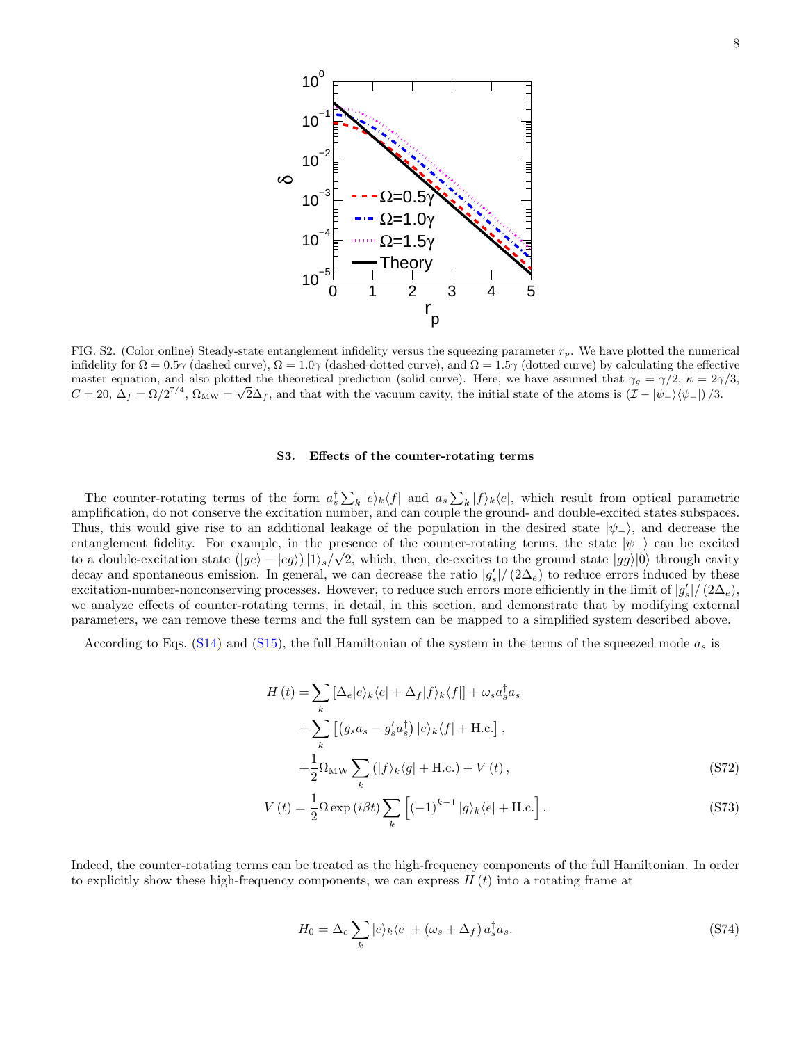FIG. S2. (Color online) Steady-state entanglement infidelity versus the squeezing parameter $r_p$. We have plotted the numerical infidelity for $\Omega = 0.5\gamma$ (dashed curve), $\Omega = 1.0\gamma$ (dashed-dotted curve), and $\Omega = 1.5\gamma$ (dotted curve) by calculating the effective master equation, and also plotted the theoretical prediction (solid curve). Here, we have assumed that $\gamma_g = \gamma/2$, $\kappa = 2\gamma/3$, $C = 20$, $\Delta_f = \Omega/2^{7/4}$, $\Omega_{\rm MW} = \sqrt{2}\Delta_f$, and that with the vacuum cavity, the initial state of the atoms is $\left(\mathcal{I} - |\psi_-\rangle\langle\psi_-|\right)/3$.

### S3. Effects of the counter-rotating terms

The counter-rotating terms of the form $a_s^\dagger \sum_k |e\rangle_k\langle f|$ and $a_s \sum_k |f\rangle_k\langle e|$, which result from optical parametric amplification, do not conserve the excitation number, and can couple the ground- and double-excited states subspaces. Thus, this would give rise to an additional leakage of the population in the desired state $|\psi_-\rangle$, and decrease the entanglement fidelity. For example, in the presence of the counter-rotating terms, the state $|\psi_-\rangle$ can be excited to a double-excitation state $\left(|ge\rangle - |eg\rangle\right)|1\rangle_s/\sqrt{2}$, which, then, de-excites to the ground state $|gg\rangle|0\rangle$ through cavity decay and spontaneous emission. In general, we can decrease the ratio $|g_s'|/\left(2\Delta_e\right)$ to reduce errors induced by these excitation-number-nonconserving processes. However, to reduce such errors more efficiently in the limit of $|g_s'|/\left(2\Delta_e\right)$, we analyze effects of counter-rotating terms, in detail, in this section, and demonstrate that by modifying external parameters, we can remove these terms and the full system can be mapped to a simplified system described above.

According to Eqs. (S14) and (S15), the full Hamiltonian of the system in the terms of the squeezed mode $a_s$ is

$$
\begin{aligned}
H(t) = &\sum_k \left[\Delta_e |e\rangle_k\langle e| + \Delta_f |f\rangle_k\langle f|\right] + \omega_s a_s^\dagger a_s \\
&+ \sum_k \left[\left(g_s a_s - g_s' a_s^\dagger\right)|e\rangle_k\langle f| + \text{H.c.}\right], \\
&+ \frac{1}{2}\Omega_{\rm MW}\sum_k \left(|f\rangle_k\langle g| + \text{H.c.}\right) + V(t),
\end{aligned} \tag{S72}
$$

$$
V(t) = \frac{1}{2}\Omega \exp\left(i\beta t\right)\sum_k \left[(-1)^{k-1}|g\rangle_k\langle e| + \text{H.c.}\right]. \tag{S73}
$$

Indeed, the counter-rotating terms can be treated as the high-frequency components of the full Hamiltonian. In order to explicitly show these high-frequency components, we can express $H(t)$ into a rotating frame at

$$
H_0 = \Delta_e \sum_k |e\rangle_k\langle e| + \left(\omega_s + \Delta_f\right) a_s^\dagger a_s. \tag{S74}
$$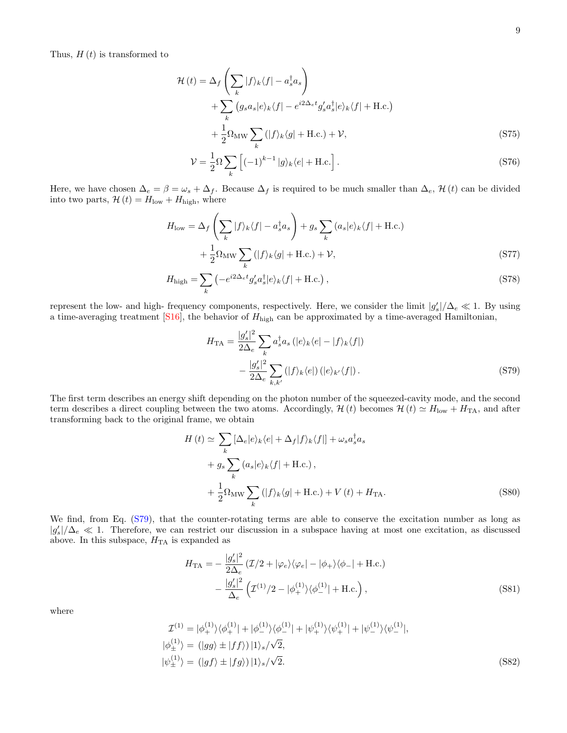Thus, $H(t)$ is transformed to

$$
\begin{aligned}
\mathcal{H}(t) = {} & \Delta_f \left( \sum_k |f\rangle_k \langle f| - a_s^\dagger a_s \right) \\
& + \sum_k \left( g_s a_s |e\rangle_k \langle f| - e^{i2\Delta_e t} g_s' a_s^\dagger |e\rangle_k \langle f| + \text{H.c.} \right) \\
& + \frac{1}{2} \Omega_{\text{MW}} \sum_k \left( |f\rangle_k \langle g| + \text{H.c.} \right) + \mathcal{V},
\end{aligned} \tag{S75}
$$

$$
\mathcal{V} = \frac{1}{2} \Omega \sum_k \left[ (-1)^{k-1} |g\rangle_k \langle e| + \text{H.c.} \right]. \tag{S76}
$$

Here, we have chosen $\Delta_e = \beta = \omega_s + \Delta_f$. Because $\Delta_f$ is required to be much smaller than $\Delta_e$, $\mathcal{H}(t)$ can be divided into two parts, $\mathcal{H}(t) = H_{\text{low}} + H_{\text{high}}$, where

$$
\begin{aligned}
H_{\text{low}} = {} & \Delta_f \left( \sum_k |f\rangle_k \langle f| - a_s^\dagger a_s \right) + g_s \sum_k \left( a_s |e\rangle_k \langle f| + \text{H.c.} \right) \\
& + \frac{1}{2} \Omega_{\text{MW}} \sum_k \left( |f\rangle_k \langle g| + \text{H.c.} \right) + \mathcal{V},
\end{aligned} \tag{S77}
$$

$$
H_{\text{high}} = \sum_k \left( -e^{i2\Delta_e t} g_s' a_s^\dagger |e\rangle_k \langle f| + \text{H.c.} \right), \tag{S78}
$$

represent the low- and high- frequency components, respectively. Here, we consider the limit $|g_s'|/\Delta_e \ll 1$. By using a time-averaging treatment [S16], the behavior of $H_{\text{high}}$ can be approximated by a time-averaged Hamiltonian,

$$
\begin{aligned}
H_{\text{TA}} = {} & \frac{|g_s'|^2}{2\Delta_e} \sum_k a_s^\dagger a_s \left( |e\rangle_k \langle e| - |f\rangle_k \langle f| \right) \\
& - \frac{|g_s'|^2}{2\Delta_e} \sum_{k,k'} \left( |f\rangle_k \langle e| \right) \left( |e\rangle_{k'} \langle f| \right).
\end{aligned} \tag{S79}
$$

The first term describes an energy shift depending on the photon number of the squeezed-cavity mode, and the second term describes a direct coupling between the two atoms. Accordingly, $\mathcal{H}(t)$ becomes $\mathcal{H}(t) \simeq H_{\text{low}} + H_{\text{TA}}$, and after transforming back to the original frame, we obtain

$$
\begin{aligned}
H(t) \simeq {} & \sum_k \left[ \Delta_e |e\rangle_k \langle e| + \Delta_f |f\rangle_k \langle f| \right] + \omega_s a_s^\dagger a_s \\
& + g_s \sum_k \left( a_s |e\rangle_k \langle f| + \text{H.c.} \right), \\
& + \frac{1}{2} \Omega_{\text{MW}} \sum_k \left( |f\rangle_k \langle g| + \text{H.c.} \right) + V(t) + H_{\text{TA}}.
\end{aligned} \tag{S80}
$$

We find, from Eq. (S79), that the counter-rotating terms are able to conserve the excitation number as long as $|g_s'|/\Delta_e \ll 1$. Therefore, we can restrict our discussion in a subspace having at most one excitation, as discussed above. In this subspace, $H_{\text{TA}}$ is expanded as

$$
\begin{aligned}
H_{\text{TA}} = {} & -\frac{|g_s'|^2}{2\Delta_e} \left( \mathcal{I}/2 + |\varphi_e\rangle \langle \varphi_e| - |\phi_+\rangle \langle \phi_-| + \text{H.c.} \right) \\
& - \frac{|g_s'|^2}{\Delta_e} \left( \mathcal{I}^{(1)}/2 - |\phi_+^{(1)}\rangle \langle \phi_-^{(1)}| + \text{H.c.} \right),
\end{aligned} \tag{S81}
$$

where

$$
\begin{aligned}
\mathcal{I}^{(1)} &= |\phi_+^{(1)}\rangle \langle \phi_+^{(1)}| + |\phi_-^{(1)}\rangle \langle \phi_-^{(1)}| + |\psi_+^{(1)}\rangle \langle \psi_+^{(1)}| + |\psi_-^{(1)}\rangle \langle \psi_-^{(1)}|, \\
|\phi_\pm^{(1)}\rangle &= \left( |gg\rangle \pm |ff\rangle \right) |1\rangle_s / \sqrt{2}, \\
|\psi_\pm^{(1)}\rangle &= \left( |gf\rangle \pm |fg\rangle \right) |1\rangle_s / \sqrt{2}.
\end{aligned} \tag{S82}
$$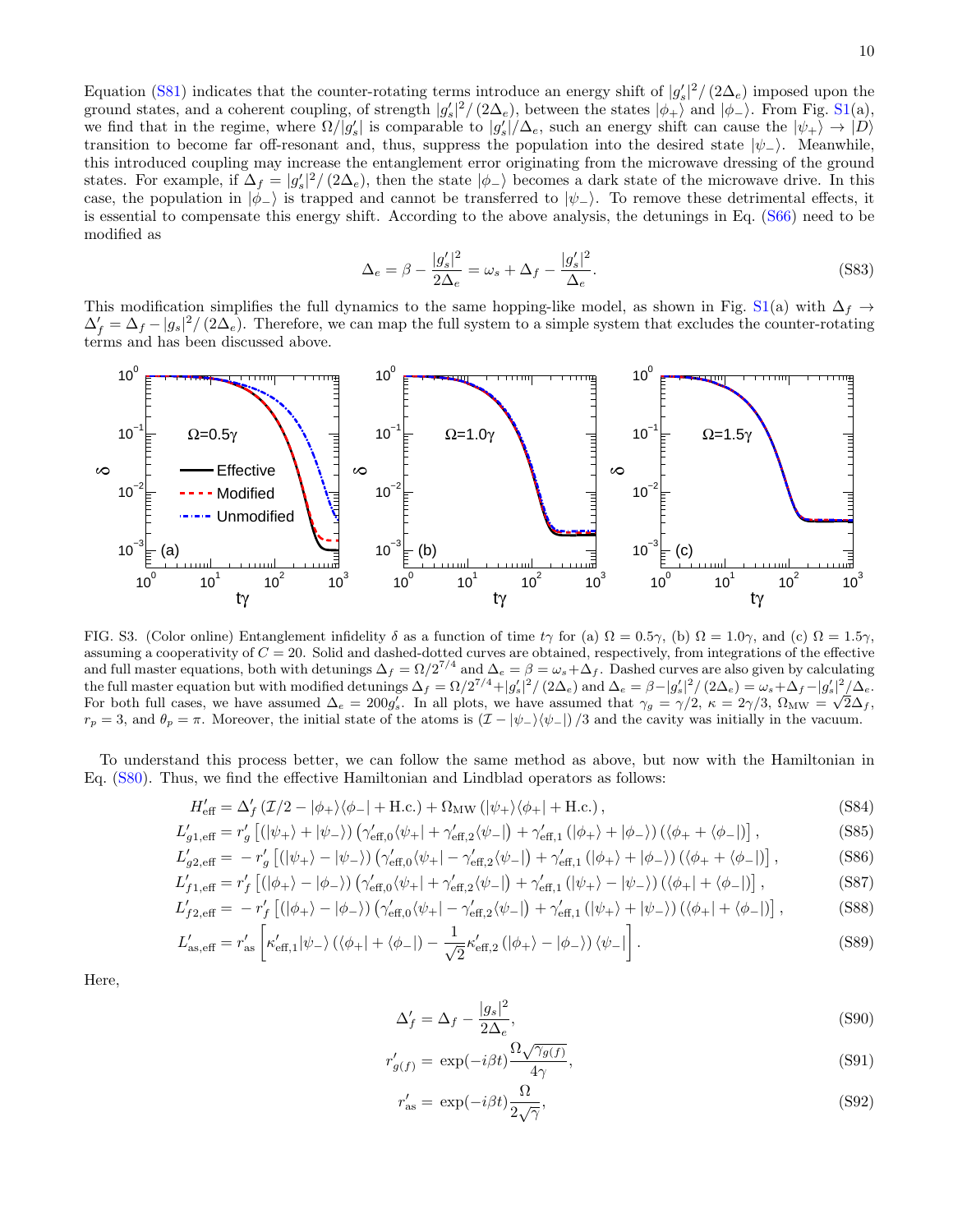Equation (S81) indicates that the counter-rotating terms introduce an energy shift of $|g_s'|^2/(2\Delta_e)$ imposed upon the ground states, and a coherent coupling, of strength $|g_s'|^2/(2\Delta_e)$, between the states $|\phi_+\rangle$ and $|\phi_-\rangle$. From Fig. S1(a), we find that in the regime, where $\Omega/|g_s'|$ is comparable to $|g_s'|/\Delta_e$, such an energy shift can cause the $|\psi_+\rangle \to |D\rangle$ transition to become far off-resonant and, thus, suppress the population into the desired state $|\psi_-\rangle$. Meanwhile, this introduced coupling may increase the entanglement error originating from the microwave dressing of the ground states. For example, if $\Delta_f = |g_s'|^2/(2\Delta_e)$, then the state $|\phi_-\rangle$ becomes a dark state of the microwave drive. In this case, the population in $|\phi_-\rangle$ is trapped and cannot be transferred to $|\psi_-\rangle$. To remove these detrimental effects, it is essential to compensate this energy shift. According to the above analysis, the detunings in Eq. (S66) need to be modified as

$$\Delta_e = \beta - \frac{|g_s'|^2}{2\Delta_e} = \omega_s + \Delta_f - \frac{|g_s'|^2}{\Delta_e}. \tag{S83}$$

This modification simplifies the full dynamics to the same hopping-like model, as shown in Fig. S1(a) with $\Delta_f \to \Delta_f' = \Delta_f - |g_s|^2/(2\Delta_e)$. Therefore, we can map the full system to a simple system that excludes the counter-rotating terms and has been discussed above.

FIG. S3. (Color online) Entanglement infidelity $\delta$ as a function of time $t\gamma$ for (a) $\Omega = 0.5\gamma$, (b) $\Omega = 1.0\gamma$, and (c) $\Omega = 1.5\gamma$, assuming a cooperativity of $C = 20$. Solid and dashed-dotted curves are obtained, respectively, from integrations of the effective and full master equations, both with detunings $\Delta_f = \Omega/2^{7/4}$ and $\Delta_e = \beta = \omega_s + \Delta_f$. Dashed curves are also given by calculating the full master equation but with modified detunings $\Delta_f = \Omega/2^{7/4} + |g_s'|^2/(2\Delta_e)$ and $\Delta_e = \beta - |g_s'|^2/(2\Delta_e) = \omega_s + \Delta_f - |g_s'|^2/\Delta_e$. For both full cases, we have assumed $\Delta_e = 200g_s'$. In all plots, we have assumed that $\gamma_g = \gamma/2$, $\kappa = 2\gamma/3$, $\Omega_{\rm MW} = \sqrt{2}\Delta_f$, $r_p = 3$, and $\theta_p = \pi$. Moreover, the initial state of the atoms is $(\mathcal{I} - |\psi_-\rangle\langle\psi_-|)/3$ and the cavity was initially in the vacuum.

To understand this process better, we can follow the same method as above, but now with the Hamiltonian in Eq. (S80). Thus, we find the effective Hamiltonian and Lindblad operators as follows:

$$H_{\rm eff}' = \Delta_f' \left(\mathcal{I}/2 - |\phi_+\rangle\langle\phi_-| + {\rm H.c.}\right) + \Omega_{\rm MW}\left(|\psi_+\rangle\langle\phi_+| + {\rm H.c.}\right), \tag{S84}$$

$$L_{g1,\rm eff}' = r_g'\left[\left(|\psi_+\rangle + |\psi_-\rangle\right)\left(\gamma_{\rm eff,0}'\langle\psi_+| + \gamma_{\rm eff,2}'\langle\psi_-|\right) + \gamma_{\rm eff,1}'\left(|\phi_+\rangle + |\phi_-\rangle\right)\left(\langle\phi_+ + \langle\phi_-|\right)\right], \tag{S85}$$

$$L_{g2,\rm eff}' = -r_g'\left[\left(|\psi_+\rangle - |\psi_-\rangle\right)\left(\gamma_{\rm eff,0}'\langle\psi_+| - \gamma_{\rm eff,2}'\langle\psi_-|\right) + \gamma_{\rm eff,1}'\left(|\phi_+\rangle + |\phi_-\rangle\right)\left(\langle\phi_+ + \langle\phi_-|\right)\right], \tag{S86}$$

$$L_{f1,\rm eff}' = r_f'\left[\left(|\phi_+\rangle - |\phi_-\rangle\right)\left(\gamma_{\rm eff,0}'\langle\psi_+| + \gamma_{\rm eff,2}'\langle\psi_-|\right) + \gamma_{\rm eff,1}'\left(|\psi_+\rangle - |\psi_-\rangle\right)\left(\langle\phi_+| + \langle\phi_-|\right)\right], \tag{S87}$$

$$L_{f2,\rm eff}' = -r_f'\left[\left(|\phi_+\rangle - |\phi_-\rangle\right)\left(\gamma_{\rm eff,0}'\langle\psi_+| - \gamma_{\rm eff,2}'\langle\psi_-|\right) + \gamma_{\rm eff,1}'\left(|\psi_+\rangle + |\psi_-\rangle\right)\left(\langle\phi_+| + \langle\phi_-|\right)\right], \tag{S88}$$

$$L_{\rm as,eff}' = r_{\rm as}'\left[\kappa_{\rm eff,1}'|\psi_-\rangle\left(\langle\phi_+| + \langle\phi_-|\right) - \frac{1}{\sqrt{2}}\kappa_{\rm eff,2}'\left(|\phi_+\rangle - |\phi_-\rangle\right)\langle\psi_-|\right]. \tag{S89}$$

Here,

$$\Delta_f' = \Delta_f - \frac{|g_s|^2}{2\Delta_e}, \tag{S90}$$

$$r_{g(f)}' = \exp(-i\beta t)\frac{\Omega\sqrt{\gamma_{g(f)}}}{4\gamma}, \tag{S91}$$

$$r_{\rm as}' = \exp(-i\beta t)\frac{\Omega}{2\sqrt{\gamma}}, \tag{S92}$$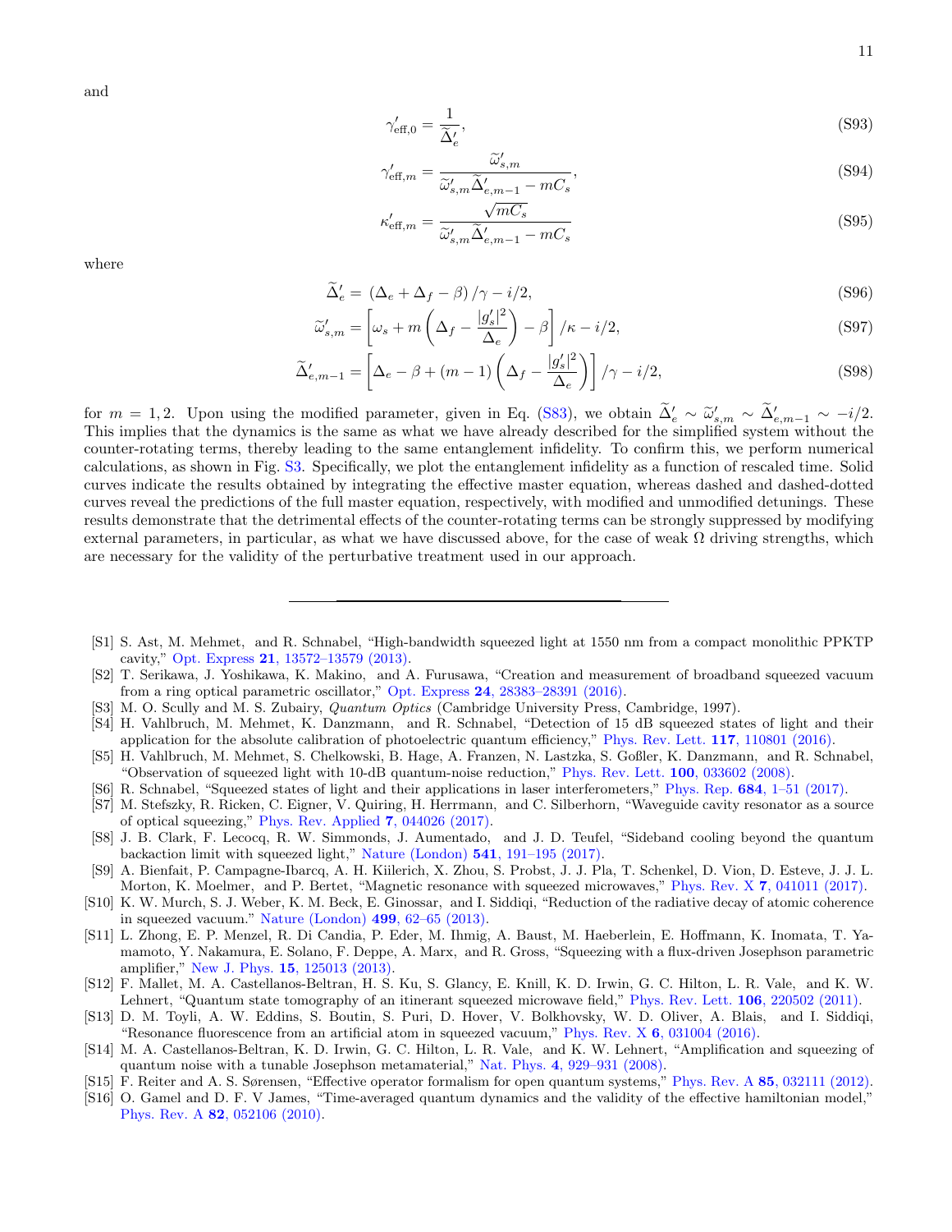and

$$\gamma'_{\text{eff},0} = \frac{1}{\widetilde{\Delta}'_e}, \tag{S93}$$

$$\gamma'_{\text{eff},m} = \frac{\widetilde{\omega}'_{s,m}}{\widetilde{\omega}'_{s,m}\widetilde{\Delta}'_{e,m-1} - mC_s}, \tag{S94}$$

$$\kappa'_{\text{eff},m} = \frac{\sqrt{mC_s}}{\widetilde{\omega}'_{s,m}\widetilde{\Delta}'_{e,m-1} - mC_s} \tag{S95}$$

where

$$\widetilde{\Delta}'_e = \left(\Delta_e + \Delta_f - \beta\right)/\gamma - i/2, \tag{S96}$$

$$\widetilde{\omega}'_{s,m} = \left[\omega_s + m\left(\Delta_f - \frac{|g'_s|^2}{\Delta_e}\right) - \beta\right]/\kappa - i/2, \tag{S97}$$

$$\widetilde{\Delta}'_{e,m-1} = \left[\Delta_e - \beta + (m-1)\left(\Delta_f - \frac{|g'_s|^2}{\Delta_e}\right)\right]/\gamma - i/2, \tag{S98}$$

for $m = 1, 2$. Upon using the modified parameter, given in Eq. (S83), we obtain $\widetilde{\Delta}'_e \sim \widetilde{\omega}'_{s,m} \sim \widetilde{\Delta}'_{e,m-1} \sim -i/2$. This implies that the dynamics is the same as what we have already described for the simplified system without the counter-rotating terms, thereby leading to the same entanglement infidelity. To confirm this, we perform numerical calculations, as shown in Fig. S3. Specifically, we plot the entanglement infidelity as a function of rescaled time. Solid curves indicate the results obtained by integrating the effective master equation, whereas dashed and dashed-dotted curves reveal the predictions of the full master equation, respectively, with modified and unmodified detunings. These results demonstrate that the detrimental effects of the counter-rotating terms can be strongly suppressed by modifying external parameters, in particular, as what we have discussed above, for the case of weak $\Omega$ driving strengths, which are necessary for the validity of the perturbative treatment used in our approach.

---

[S1] S. Ast, M. Mehmet, and R. Schnabel, "High-bandwidth squeezed light at 1550 nm from a compact monolithic PPKTP cavity," Opt. Express **21**, 13572–13579 (2013).

[S2] T. Serikawa, J. Yoshikawa, K. Makino, and A. Furusawa, "Creation and measurement of broadband squeezed vacuum from a ring optical parametric oscillator," Opt. Express **24**, 28383–28391 (2016).

[S3] M. O. Scully and M. S. Zubairy, *Quantum Optics* (Cambridge University Press, Cambridge, 1997).

[S4] H. Vahlbruch, M. Mehmet, K. Danzmann, and R. Schnabel, "Detection of 15 dB squeezed states of light and their application for the absolute calibration of photoelectric quantum efficiency," Phys. Rev. Lett. **117**, 110801 (2016).

[S5] H. Vahlbruch, M. Mehmet, S. Chelkowski, B. Hage, A. Franzen, N. Lastzka, S. Goßler, K. Danzmann, and R. Schnabel, "Observation of squeezed light with 10-dB quantum-noise reduction," Phys. Rev. Lett. **100**, 033602 (2008).

[S6] R. Schnabel, "Squeezed states of light and their applications in laser interferometers," Phys. Rep. **684**, 1–51 (2017).

[S7] M. Stefszky, R. Ricken, C. Eigner, V. Quiring, H. Herrmann, and C. Silberhorn, "Waveguide cavity resonator as a source of optical squeezing," Phys. Rev. Applied **7**, 044026 (2017).

[S8] J. B. Clark, F. Lecocq, R. W. Simmonds, J. Aumentado, and J. D. Teufel, "Sideband cooling beyond the quantum backaction limit with squeezed light," Nature (London) **541**, 191–195 (2017).

[S9] A. Bienfait, P. Campagne-Ibarcq, A. H. Kiilerich, X. Zhou, S. Probst, J. J. Pla, T. Schenkel, D. Vion, D. Esteve, J. J. L. Morton, K. Moelmer, and P. Bertet, "Magnetic resonance with squeezed microwaves," Phys. Rev. X **7**, 041011 (2017).

[S10] K. W. Murch, S. J. Weber, K. M. Beck, E. Ginossar, and I. Siddiqi, "Reduction of the radiative decay of atomic coherence in squeezed vacuum." Nature (London) **499**, 62–65 (2013).

[S11] L. Zhong, E. P. Menzel, R. Di Candia, P. Eder, M. Ihmig, A. Baust, M. Haeberlein, E. Hoffmann, K. Inomata, T. Yamamoto, Y. Nakamura, E. Solano, F. Deppe, A. Marx, and R. Gross, "Squeezing with a flux-driven Josephson parametric amplifier," New J. Phys. **15**, 125013 (2013).

[S12] F. Mallet, M. A. Castellanos-Beltran, H. S. Ku, S. Glancy, E. Knill, K. D. Irwin, G. C. Hilton, L. R. Vale, and K. W. Lehnert, "Quantum state tomography of an itinerant squeezed microwave field," Phys. Rev. Lett. **106**, 220502 (2011).

[S13] D. M. Toyli, A. W. Eddins, S. Boutin, S. Puri, D. Hover, V. Bolkhovsky, W. D. Oliver, A. Blais, and I. Siddiqi, "Resonance fluorescence from an artificial atom in squeezed vacuum," Phys. Rev. X **6**, 031004 (2016).

[S14] M. A. Castellanos-Beltran, K. D. Irwin, G. C. Hilton, L. R. Vale, and K. W. Lehnert, "Amplification and squeezing of quantum noise with a tunable Josephson metamaterial," Nat. Phys. **4**, 929–931 (2008).

[S15] F. Reiter and A. S. Sørensen, "Effective operator formalism for open quantum systems," Phys. Rev. A **85**, 032111 (2012).

[S16] O. Gamel and D. F. V James, "Time-averaged quantum dynamics and the validity of the effective hamiltonian model," Phys. Rev. A **82**, 052106 (2010).